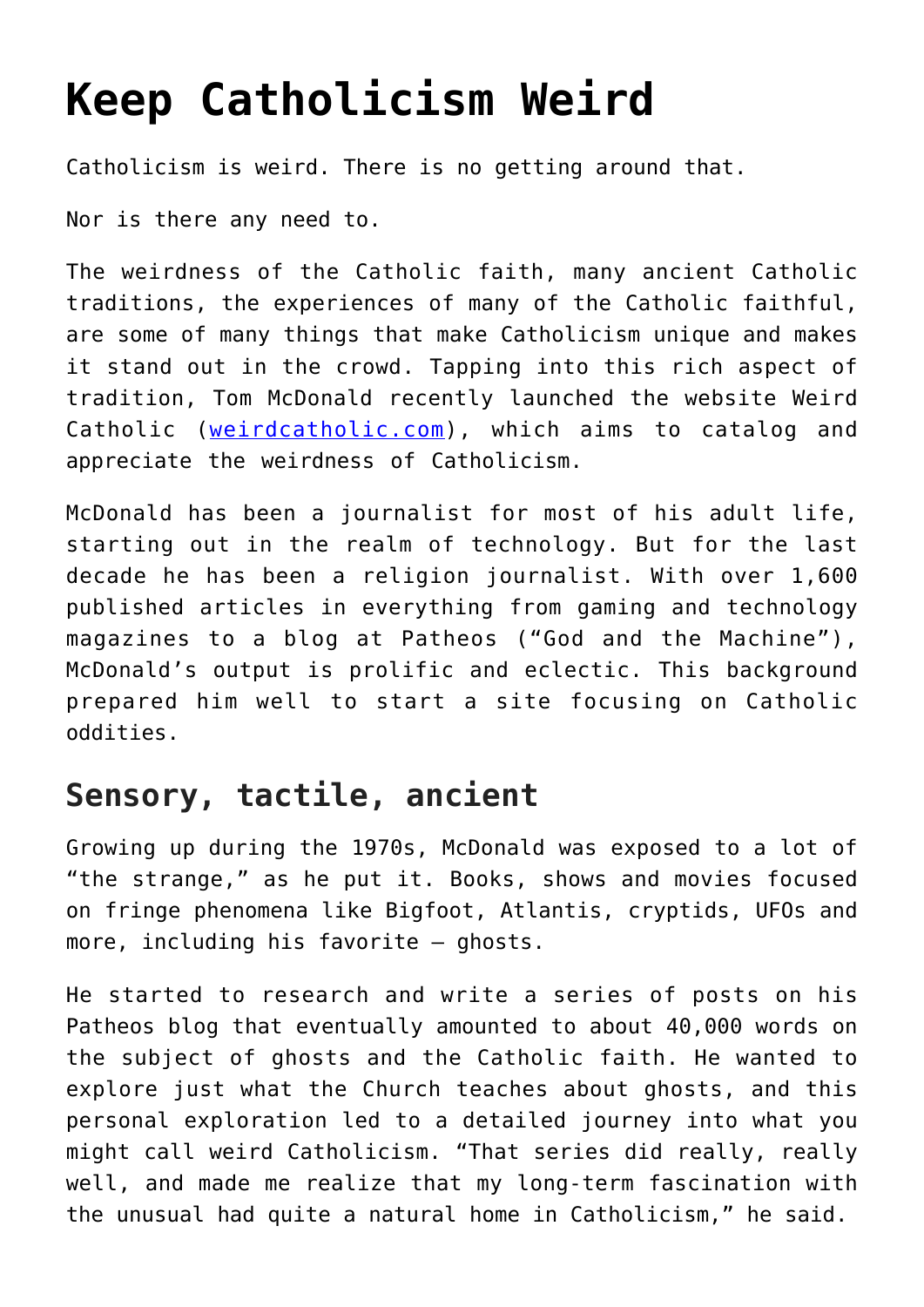# Keep Catholicism Weird

Catholicism is weird. There is no getting around that.

Nor is there any need to.

The weirdness of the Catholic faith, many ancient Catholic traditions, the experiences of many of the Catholic faithful, are some of many things that make Catholicism unique and makes it stand out in the crowd. Tapping into this rich aspect of tradition, Tom McDonald recently launched the website Weird Catholic ([weirdcatholic.com](weirdcatholic.com)), which aims to catalog and appreciate the weirdness of Catholicism.

McDonald has been a journalist for most of his adult life, starting out in the realm of technology. But for the last decade he has been a religion journalist. With over 1,600 published articles in everything from gaming and technology magazines to a blog at Patheos ("God and the Machine"), McDonald's output is prolific and eclectic. This background prepared him well to start a site focusing on Catholic oddities.

## Sensory, tactile, ancient

Growing up during the 1970s, McDonald was exposed to a lot of "the strange," as he put it. Books, shows and movies focused on fringe phenomena like Bigfoot, Atlantis, cryptids, UFOs and more, including his favorite — ghosts.

He started to research and write a series of posts on his Patheos blog that eventually amounted to about 40,000 words on the subject of ghosts and the Catholic faith. He wanted to explore just what the Church teaches about ghosts, and this personal exploration led to a detailed journey into what you might call weird Catholicism. "That series did really, really well, and made me realize that my long-term fascination with the unusual had quite a natural home in Catholicism," he said.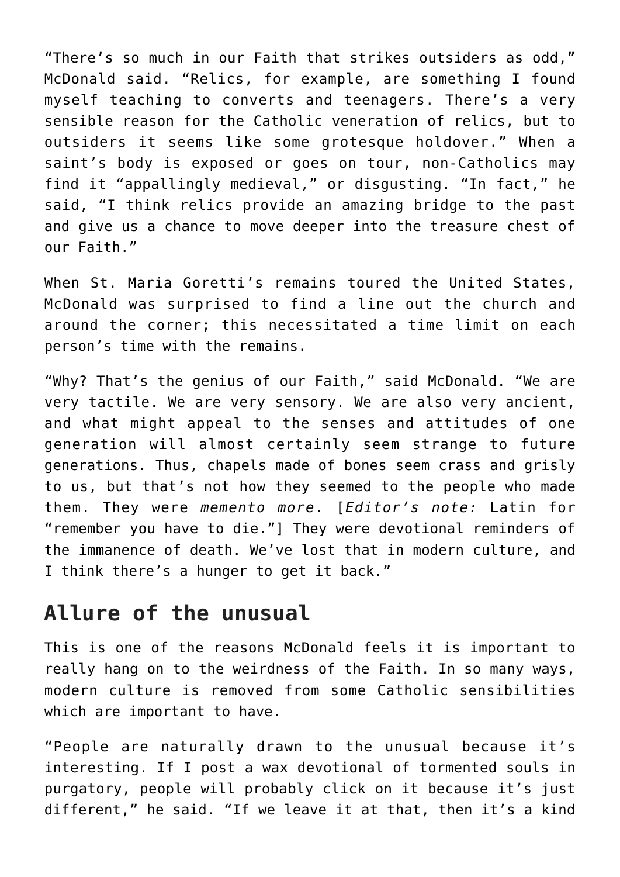"There's so much in our Faith that strikes outsiders as odd," McDonald said. "Relics, for example, are something I found myself teaching to converts and teenagers. There's a very sensible reason for the Catholic veneration of relics, but to outsiders it seems like some grotesque holdover." When a saint's body is exposed or goes on tour, non-Catholics may find it "appallingly medieval," or disgusting. "In fact," he said, "I think relics provide an amazing bridge to the past and give us a chance to move deeper into the treasure chest of our Faith."

When St. Maria Goretti's remains toured the United States, McDonald was surprised to find a line out the church and around the corner; this necessitated a time limit on each person's time with the remains.

"Why? That's the genius of our Faith," said McDonald. "We are very tactile. We are very sensory. We are also very ancient, and what might appeal to the senses and attitudes of one generation will almost certainly seem strange to future generations. Thus, chapels made of bones seem crass and grisly to us, but that's not how they seemed to the people who made them. They were *memento more*. [*Editor's note:* Latin for "remember you have to die."] They were devotional reminders of the immanence of death. We've lost that in modern culture, and I think there's a hunger to get it back."

## Allure of the unusual

This is one of the reasons McDonald feels it is important to really hang on to the weirdness of the Faith. In so many ways, modern culture is removed from some Catholic sensibilities which are important to have.

"People are naturally drawn to the unusual because it's interesting. If I post a wax devotional of tormented souls in purgatory, people will probably click on it because it's just different," he said. "If we leave it at that, then it's a kind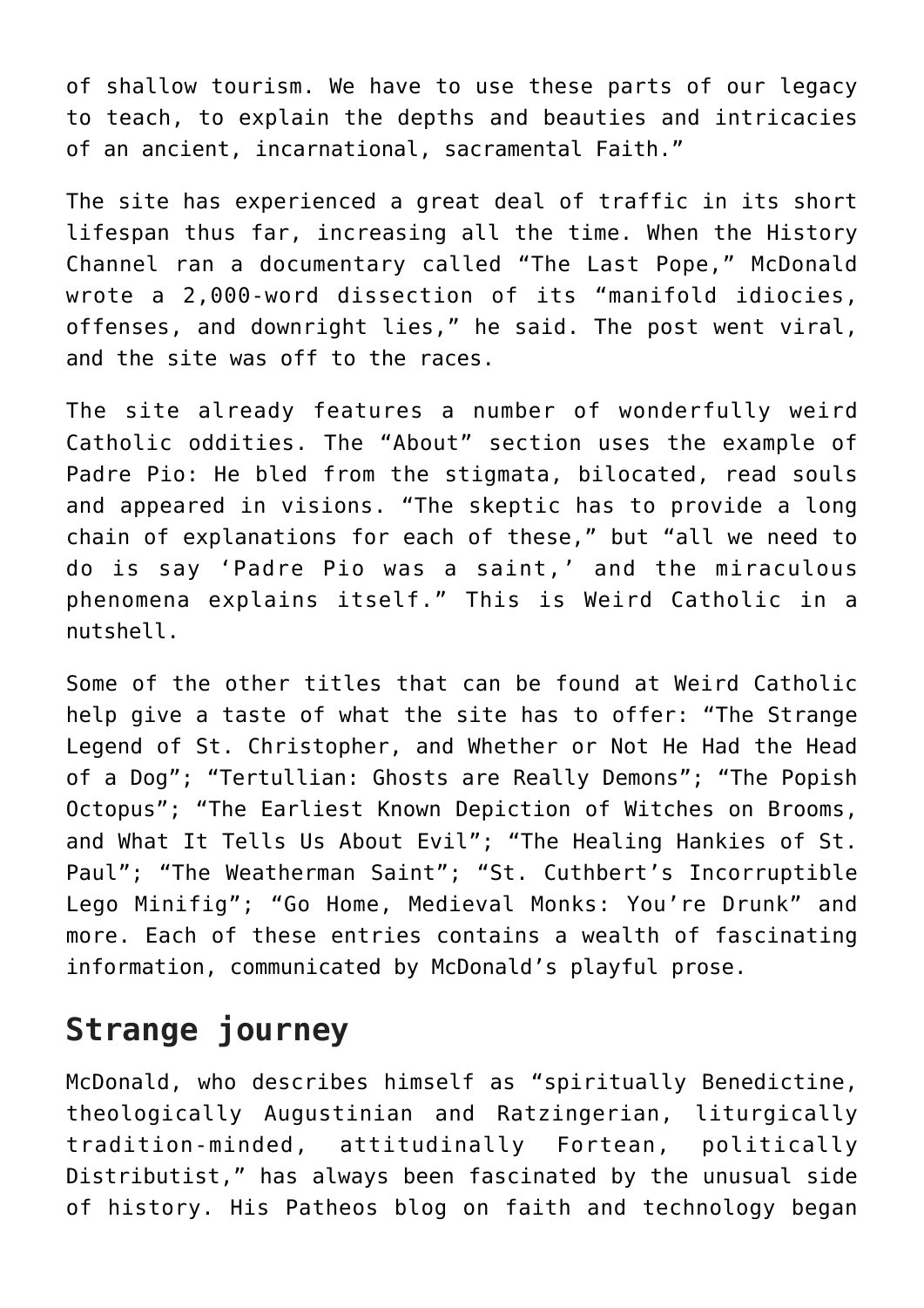of shallow tourism. We have to use these parts of our legacy to teach, to explain the depths and beauties and intricacies of an ancient, incarnational, sacramental Faith."

The site has experienced a great deal of traffic in its short lifespan thus far, increasing all the time. When the History Channel ran a documentary called "The Last Pope," McDonald wrote a 2,000-word dissection of its "manifold idiocies, offenses, and downright lies," he said. The post went viral, and the site was off to the races.

The site already features a number of wonderfully weird Catholic oddities. The "About" section uses the example of Padre Pio: He bled from the stigmata, bilocated, read souls and appeared in visions. "The skeptic has to provide a long chain of explanations for each of these," but "all we need to do is say 'Padre Pio was a saint,' and the miraculous phenomena explains itself." This is Weird Catholic in a nutshell.

Some of the other titles that can be found at Weird Catholic help give a taste of what the site has to offer: "The Strange Legend of St. Christopher, and Whether or Not He Had the Head of a Dog"; "Tertullian: Ghosts are Really Demons"; "The Popish Octopus"; "The Earliest Known Depiction of Witches on Brooms, and What It Tells Us About Evil"; "The Healing Hankies of St. Paul"; "The Weatherman Saint"; "St. Cuthbert's Incorruptible Lego Minifig"; "Go Home, Medieval Monks: You're Drunk" and more. Each of these entries contains a wealth of fascinating information, communicated by McDonald's playful prose.

## Strange journey

McDonald, who describes himself as "spiritually Benedictine, theologically Augustinian and Ratzingerian, liturgically tradition-minded, attitudinally Fortean, politically Distributist," has always been fascinated by the unusual side of history. His Patheos blog on faith and technology began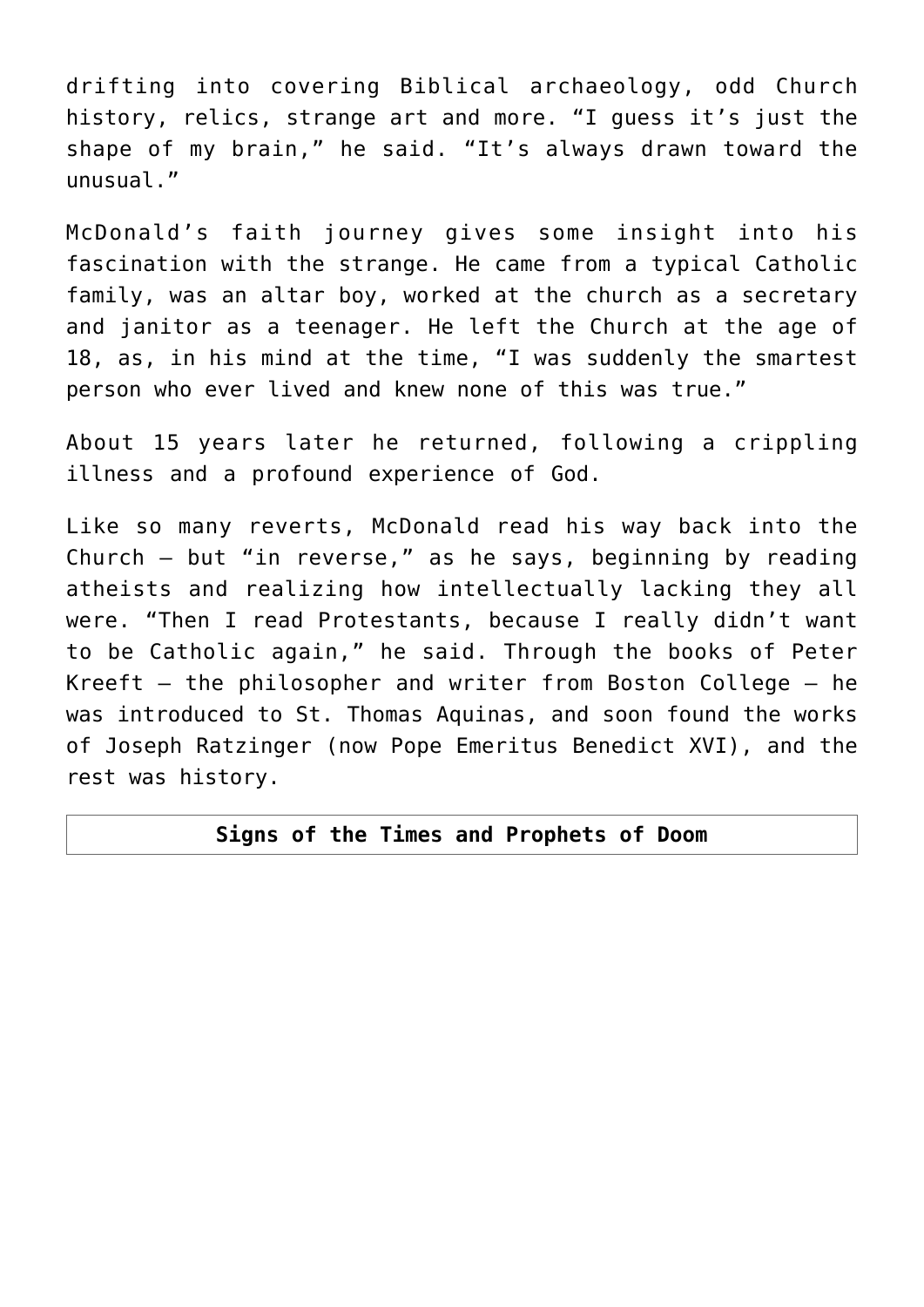drifting into covering Biblical archaeology, odd Church history, relics, strange art and more. "I guess it's just the shape of my brain," he said. "It's always drawn toward the unusual."

McDonald's faith journey gives some insight into his fascination with the strange. He came from a typical Catholic family, was an altar boy, worked at the church as a secretary and janitor as a teenager. He left the Church at the age of 18, as, in his mind at the time, "I was suddenly the smartest person who ever lived and knew none of this was true."

About 15 years later he returned, following a crippling illness and a profound experience of God.

Like so many reverts, McDonald read his way back into the Church — but "in reverse," as he says, beginning by reading atheists and realizing how intellectually lacking they all were. "Then I read Protestants, because I really didn't want to be Catholic again," he said. Through the books of Peter Kreeft — the philosopher and writer from Boston College — he was introduced to St. Thomas Aquinas, and soon found the works of Joseph Ratzinger (now Pope Emeritus Benedict XVI), and the rest was history.

## Signs of the Times and Prophets of Doom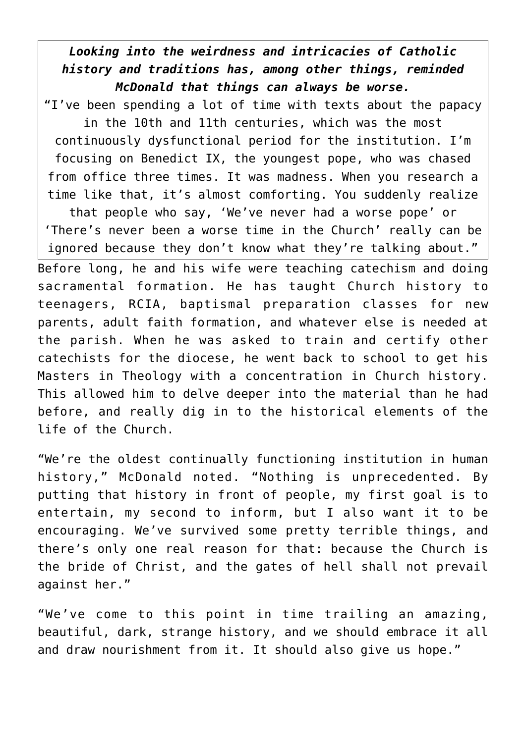***Looking into the weirdness and intricacies of Catholic history and traditions has, among other things, reminded McDonald that things can always be worse.***

"I've been spending a lot of time with texts about the papacy in the 10th and 11th centuries, which was the most continuously dysfunctional period for the institution. I'm focusing on Benedict IX, the youngest pope, who was chased from office three times. It was madness. When you research a time like that, it's almost comforting. You suddenly realize that people who say, 'We've never had a worse pope' or 'There's never been a worse time in the Church' really can be ignored because they don't know what they're talking about."

Before long, he and his wife were teaching catechism and doing sacramental formation. He has taught Church history to teenagers, RCIA, baptismal preparation classes for new parents, adult faith formation, and whatever else is needed at the parish. When he was asked to train and certify other catechists for the diocese, he went back to school to get his Masters in Theology with a concentration in Church history. This allowed him to delve deeper into the material than he had before, and really dig in to the historical elements of the life of the Church.

"We're the oldest continually functioning institution in human history," McDonald noted. "Nothing is unprecedented. By putting that history in front of people, my first goal is to entertain, my second to inform, but I also want it to be encouraging. We've survived some pretty terrible things, and there's only one real reason for that: because the Church is the bride of Christ, and the gates of hell shall not prevail against her."

"We've come to this point in time trailing an amazing, beautiful, dark, strange history, and we should embrace it all and draw nourishment from it. It should also give us hope."